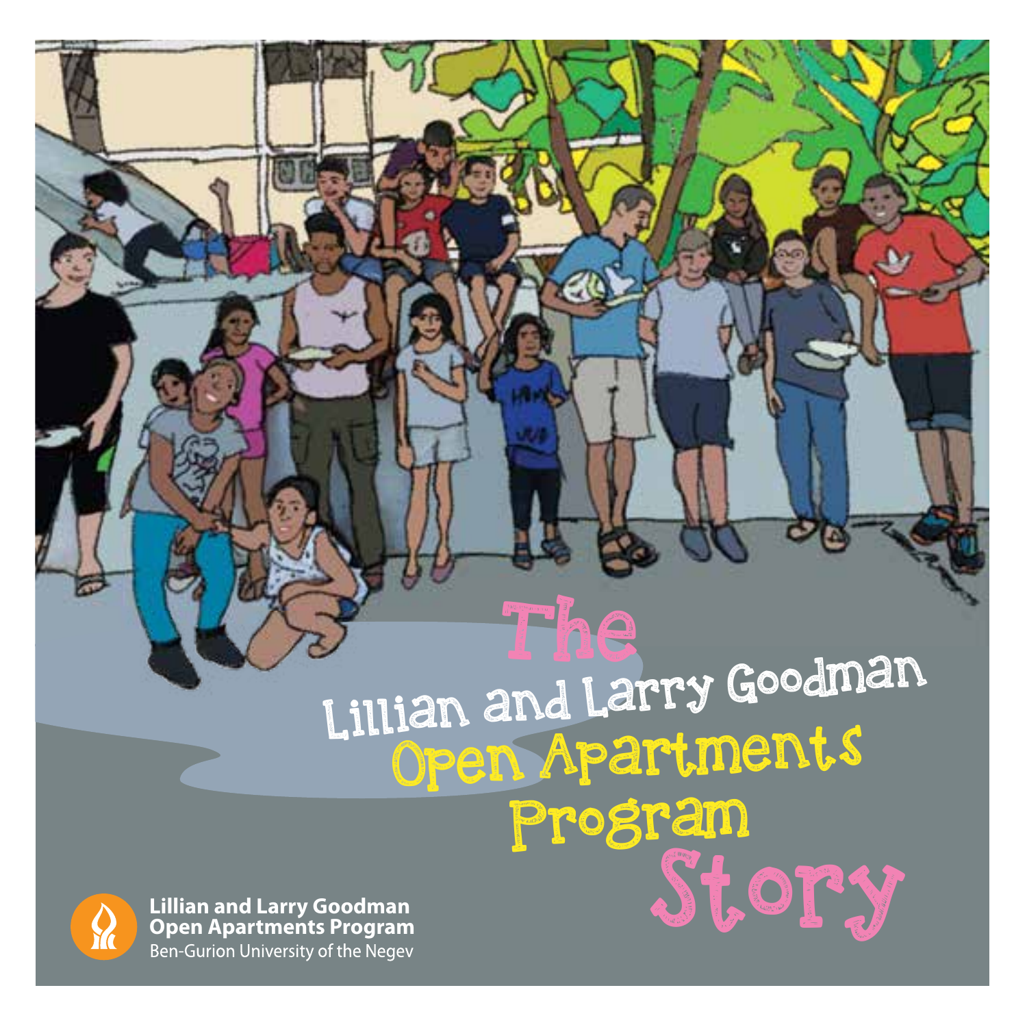# The Lillian and Larry Goodman Open Apartments Program Story

**Lillian and Larry Goodman**
**Open Apartments Program**
Ben-Gurion University of the Negev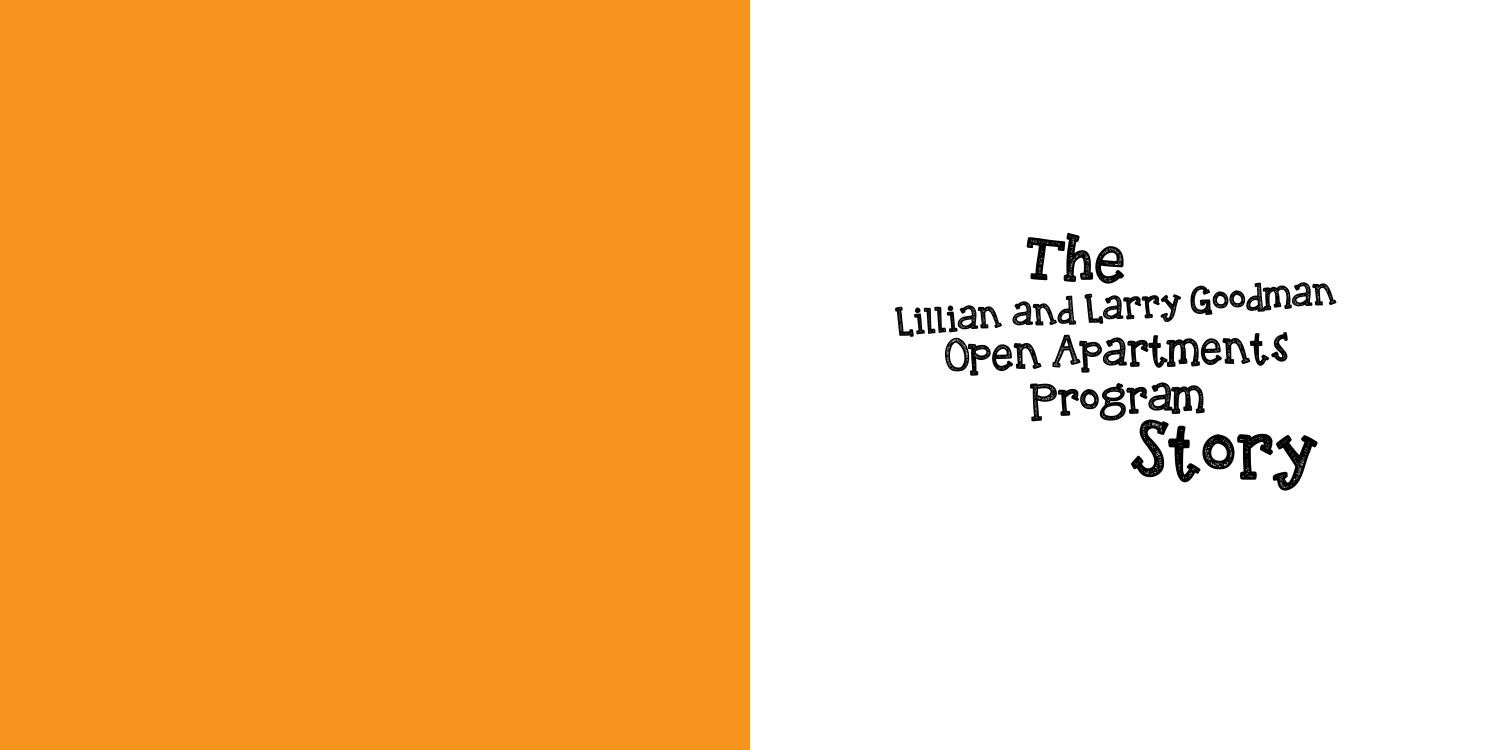# The Lillian and Larry Goodman Open Apartments Program Story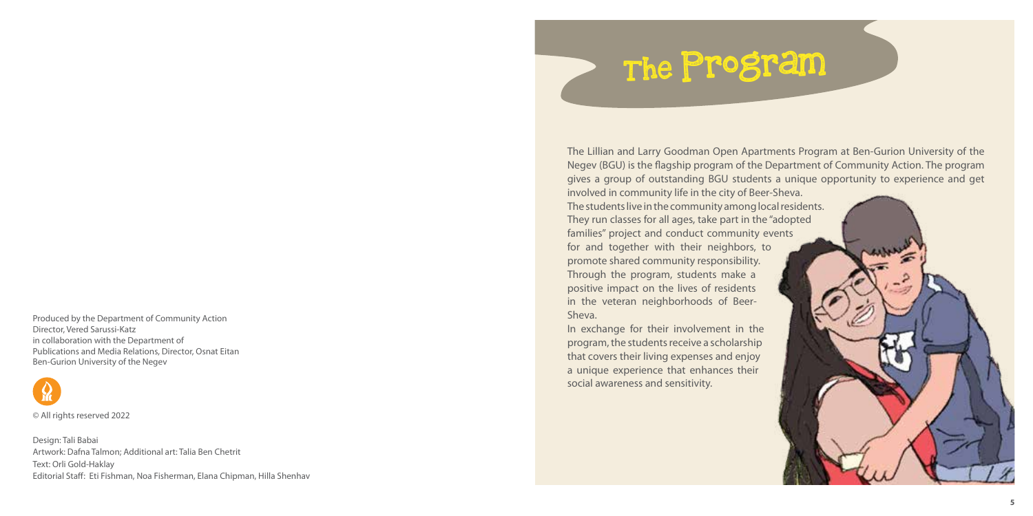Produced by the Department of Community Action
Director, Vered Sarussi-Katz
in collaboration with the Department of
Publications and Media Relations, Director, Osnat Eitan
Ben-Gurion University of the Negev

© All rights reserved 2022

Design: Tali Babai
Artwork: Dafna Talmon; Additional art: Talia Ben Chetrit
Text: Orli Gold-Haklay
Editorial Staff: Eti Fishman, Noa Fisherman, Elana Chipman, Hilla Shenhav

# The Program

The Lillian and Larry Goodman Open Apartments Program at Ben-Gurion University of the Negev (BGU) is the flagship program of the Department of Community Action. The program gives a group of outstanding BGU students a unique opportunity to experience and get involved in community life in the city of Beer-Sheva.

The students live in the community among local residents. They run classes for all ages, take part in the "adopted families" project and conduct community events for and together with their neighbors, to promote shared community responsibility. Through the program, students make a positive impact on the lives of residents in the veteran neighborhoods of Beer-Sheva.

In exchange for their involvement in the program, the students receive a scholarship that covers their living expenses and enjoy a unique experience that enhances their social awareness and sensitivity.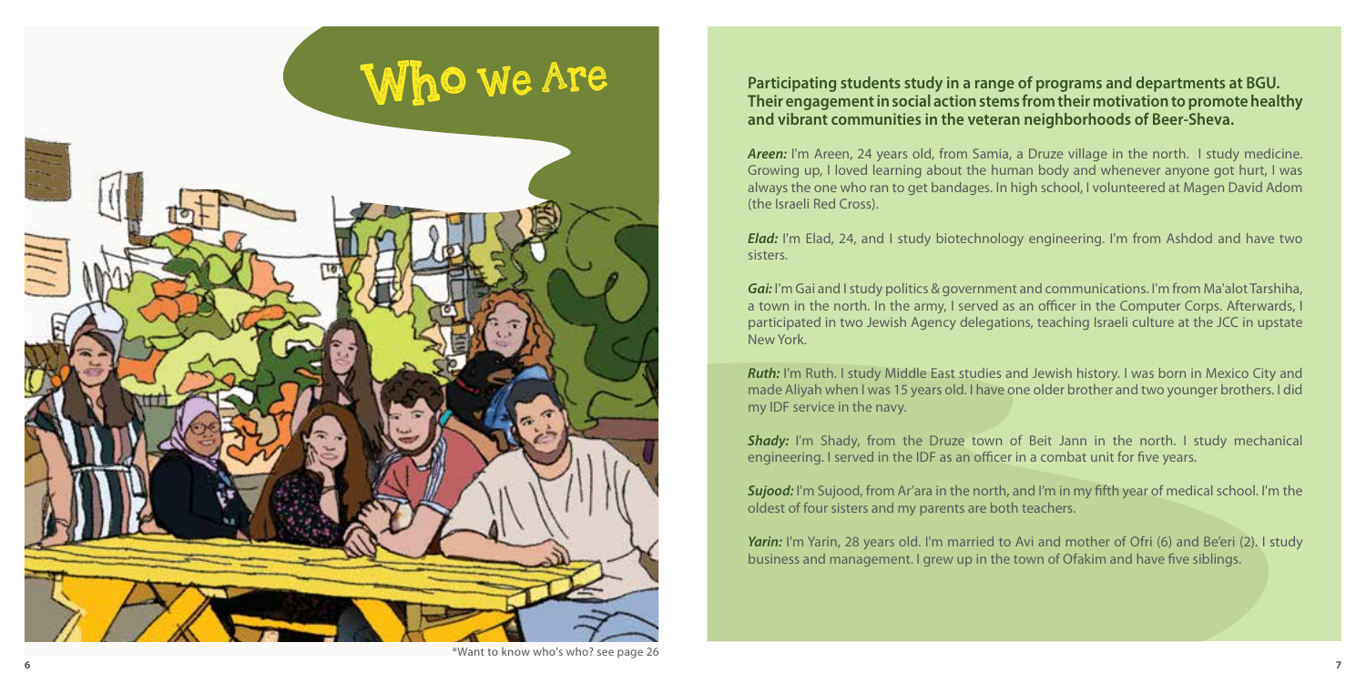# Who We Are

*Want to know who's who? see page 26

**Participating students study in a range of programs and departments at BGU. Their engagement in social action stems from their motivation to promote healthy and vibrant communities in the veteran neighborhoods of Beer-Sheva.**

***Areen:*** I'm Areen, 24 years old, from Samia, a Druze village in the north. I study medicine. Growing up, I loved learning about the human body and whenever anyone got hurt, I was always the one who ran to get bandages. In high school, I volunteered at Magen David Adom (the Israeli Red Cross).

***Elad:*** I'm Elad, 24, and I study biotechnology engineering. I'm from Ashdod and have two sisters.

***Gai:*** I'm Gai and I study politics & government and communications. I'm from Ma'alot Tarshiha, a town in the north. In the army, I served as an officer in the Computer Corps. Afterwards, I participated in two Jewish Agency delegations, teaching Israeli culture at the JCC in upstate New York.

***Ruth:*** I'm Ruth. I study Middle East studies and Jewish history. I was born in Mexico City and made Aliyah when I was 15 years old. I have one older brother and two younger brothers. I did my IDF service in the navy.

***Shady:*** I'm Shady, from the Druze town of Beit Jann in the north. I study mechanical engineering. I served in the IDF as an officer in a combat unit for five years.

***Sujood:*** I'm Sujood, from Ar'ara in the north, and I'm in my fifth year of medical school. I'm the oldest of four sisters and my parents are both teachers.

***Yarin:*** I'm Yarin, 28 years old. I'm married to Avi and mother of Ofri (6) and Be'eri (2). I study business and management. I grew up in the town of Ofakim and have five siblings.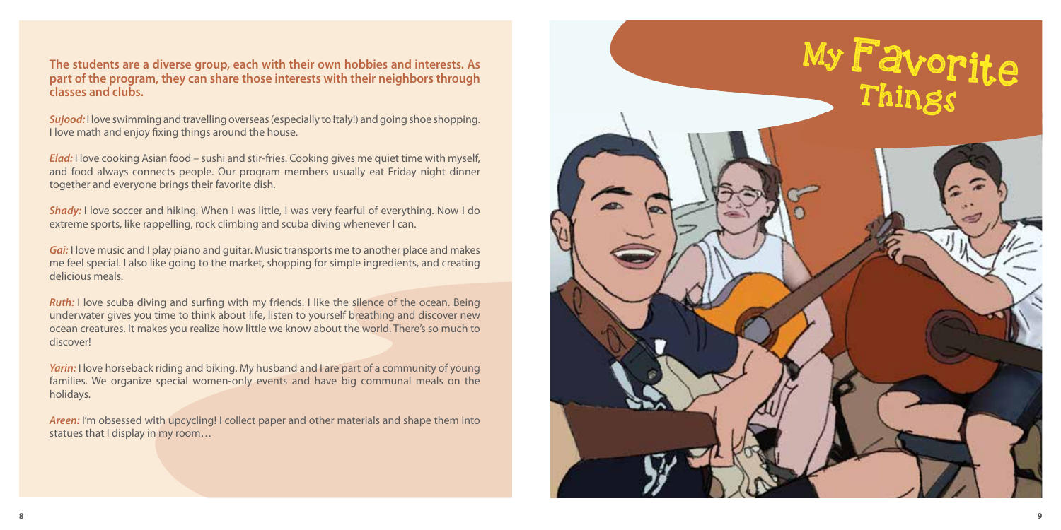# My Favorite Things

**The students are a diverse group, each with their own hobbies and interests. As part of the program, they can share those interests with their neighbors through classes and clubs.**

***Sujood:*** I love swimming and travelling overseas (especially to Italy!) and going shoe shopping. I love math and enjoy fixing things around the house.

***Elad:*** I love cooking Asian food – sushi and stir-fries. Cooking gives me quiet time with myself, and food always connects people. Our program members usually eat Friday night dinner together and everyone brings their favorite dish.

***Shady:*** I love soccer and hiking. When I was little, I was very fearful of everything. Now I do extreme sports, like rappelling, rock climbing and scuba diving whenever I can.

***Gai:*** I love music and I play piano and guitar. Music transports me to another place and makes me feel special. I also like going to the market, shopping for simple ingredients, and creating delicious meals.

***Ruth:*** I love scuba diving and surfing with my friends. I like the silence of the ocean. Being underwater gives you time to think about life, listen to yourself breathing and discover new ocean creatures. It makes you realize how little we know about the world. There's so much to discover!

***Yarin:*** I love horseback riding and biking. My husband and I are part of a community of young families. We organize special women-only events and have big communal meals on the holidays.

***Areen:*** I'm obsessed with upcycling! I collect paper and other materials and shape them into statues that I display in my room…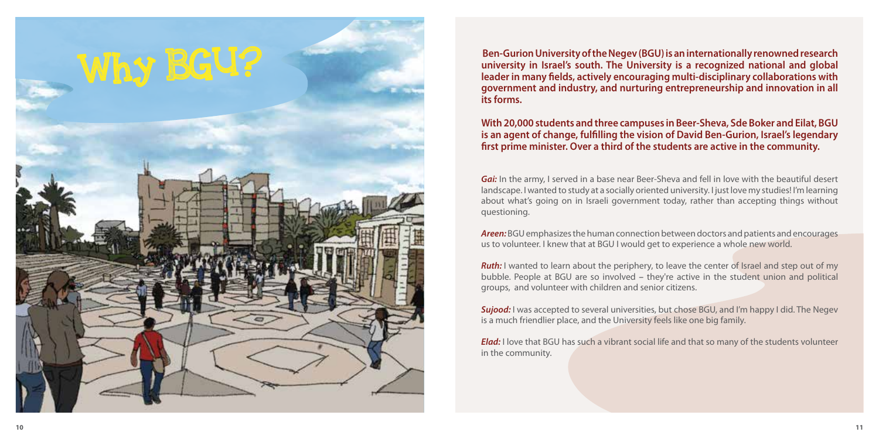# Why BGU?

**Ben-Gurion University of the Negev (BGU) is an internationally renowned research university in Israel's south. The University is a recognized national and global leader in many fields, actively encouraging multi-disciplinary collaborations with government and industry, and nurturing entrepreneurship and innovation in all its forms.**

**With 20,000 students and three campuses in Beer-Sheva, Sde Boker and Eilat, BGU is an agent of change, fulfilling the vision of David Ben-Gurion, Israel's legendary first prime minister. Over a third of the students are active in the community.**

***Gai:*** In the army, I served in a base near Beer-Sheva and fell in love with the beautiful desert landscape. I wanted to study at a socially oriented university. I just love my studies! I'm learning about what's going on in Israeli government today, rather than accepting things without questioning.

***Areen:*** BGU emphasizes the human connection between doctors and patients and encourages us to volunteer. I knew that at BGU I would get to experience a whole new world.

***Ruth:*** I wanted to learn about the periphery, to leave the center of Israel and step out of my bubble. People at BGU are so involved – they're active in the student union and political groups, and volunteer with children and senior citizens.

***Sujood:*** I was accepted to several universities, but chose BGU, and I'm happy I did. The Negev is a much friendlier place, and the University feels like one big family.

***Elad:*** I love that BGU has such a vibrant social life and that so many of the students volunteer in the community.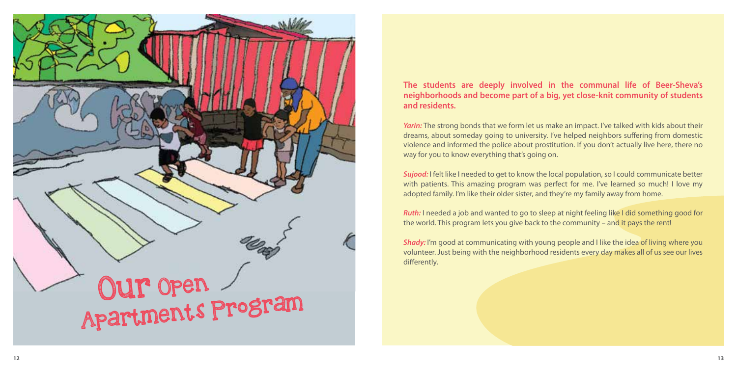# Our Open Apartments Program

**The students are deeply involved in the communal life of Beer-Sheva's neighborhoods and become part of a big, yet close-knit community of students and residents.**

***Yarin:*** The strong bonds that we form let us make an impact. I've talked with kids about their dreams, about someday going to university. I've helped neighbors suffering from domestic violence and informed the police about prostitution. If you don't actually live here, there no way for you to know everything that's going on.

***Sujood:*** I felt like I needed to get to know the local population, so I could communicate better with patients. This amazing program was perfect for me. I've learned so much! I love my adopted family. I'm like their older sister, and they're my family away from home.

***Ruth:*** I needed a job and wanted to go to sleep at night feeling like I did something good for the world. This program lets you give back to the community – and it pays the rent!

***Shady:*** I'm good at communicating with young people and I like the idea of living where you volunteer. Just being with the neighborhood residents every day makes all of us see our lives differently.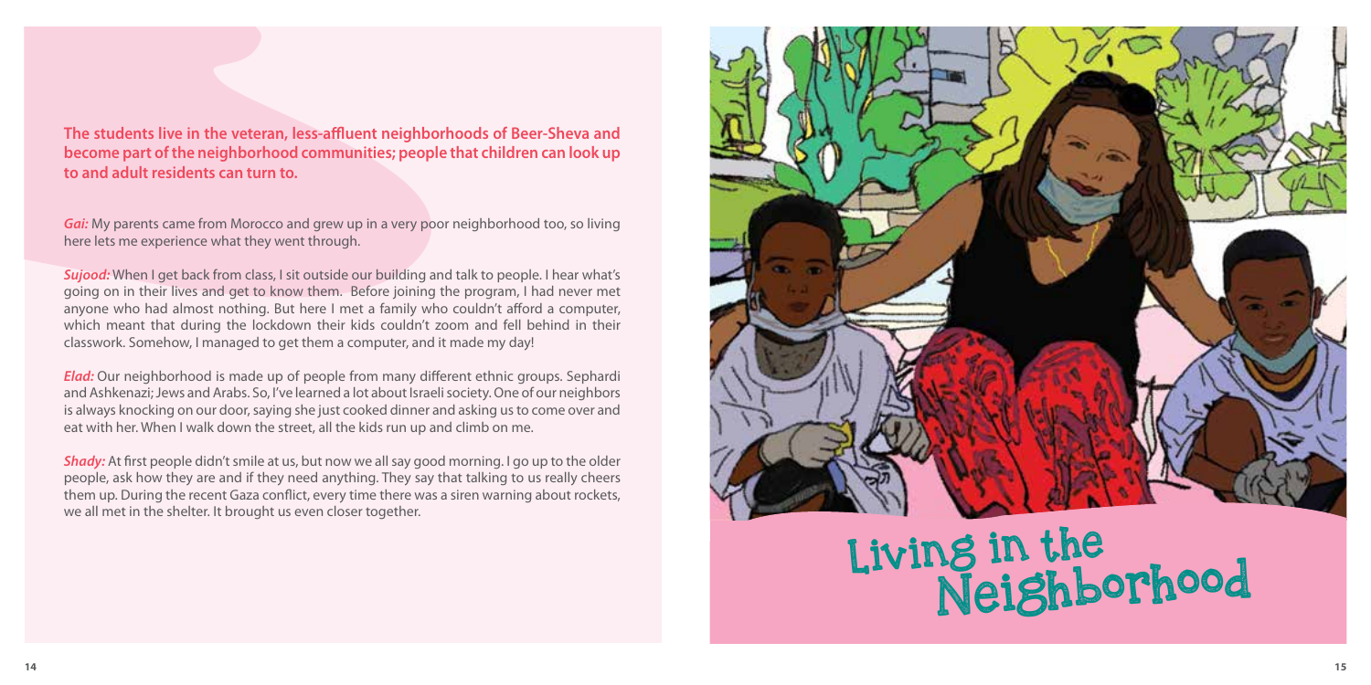# Living in the Neighborhood

**The students live in the veteran, less-affluent neighborhoods of Beer-Sheva and become part of the neighborhood communities; people that children can look up to and adult residents can turn to.**

***Gai:*** My parents came from Morocco and grew up in a very poor neighborhood too, so living here lets me experience what they went through.

***Sujood:*** When I get back from class, I sit outside our building and talk to people. I hear what's going on in their lives and get to know them. Before joining the program, I had never met anyone who had almost nothing. But here I met a family who couldn't afford a computer, which meant that during the lockdown their kids couldn't zoom and fell behind in their classwork. Somehow, I managed to get them a computer, and it made my day!

***Elad:*** Our neighborhood is made up of people from many different ethnic groups. Sephardi and Ashkenazi; Jews and Arabs. So, I've learned a lot about Israeli society. One of our neighbors is always knocking on our door, saying she just cooked dinner and asking us to come over and eat with her. When I walk down the street, all the kids run up and climb on me.

***Shady:*** At first people didn't smile at us, but now we all say good morning. I go up to the older people, ask how they are and if they need anything. They say that talking to us really cheers them up. During the recent Gaza conflict, every time there was a siren warning about rockets, we all met in the shelter. It brought us even closer together.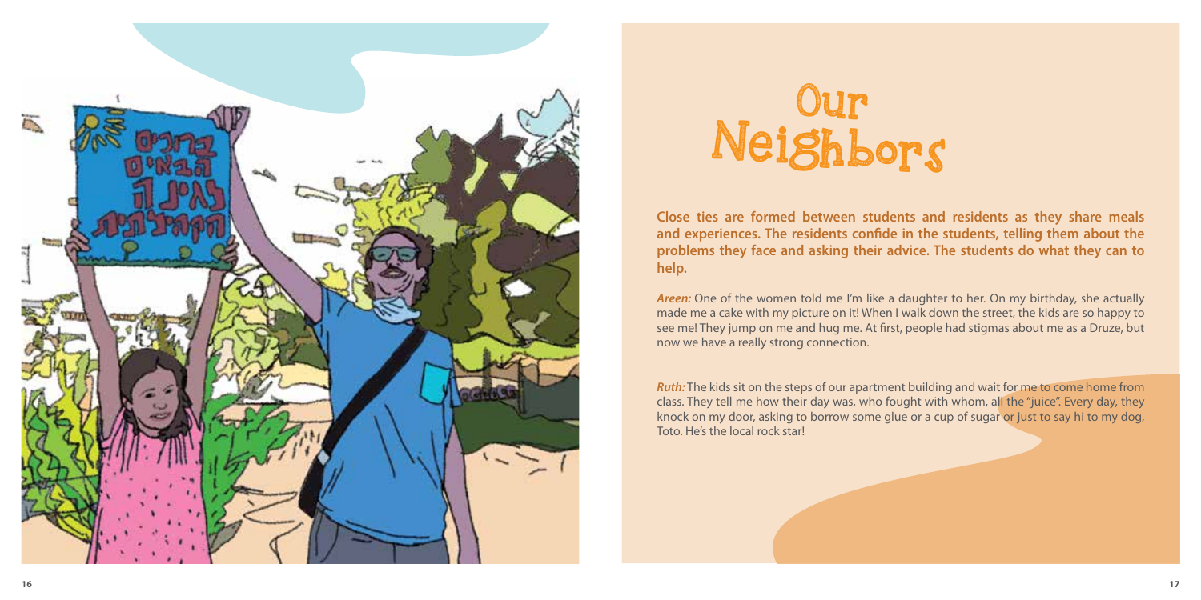# Our Neighbors

**Close ties are formed between students and residents as they share meals and experiences. The residents confide in the students, telling them about the problems they face and asking their advice. The students do what they can to help.**

***Areen:*** One of the women told me I'm like a daughter to her. On my birthday, she actually made me a cake with my picture on it! When I walk down the street, the kids are so happy to see me! They jump on me and hug me. At first, people had stigmas about me as a Druze, but now we have a really strong connection.

***Ruth:*** The kids sit on the steps of our apartment building and wait for me to come home from class. They tell me how their day was, who fought with whom, all the "juice". Every day, they knock on my door, asking to borrow some glue or a cup of sugar or just to say hi to my dog, Toto. He's the local rock star!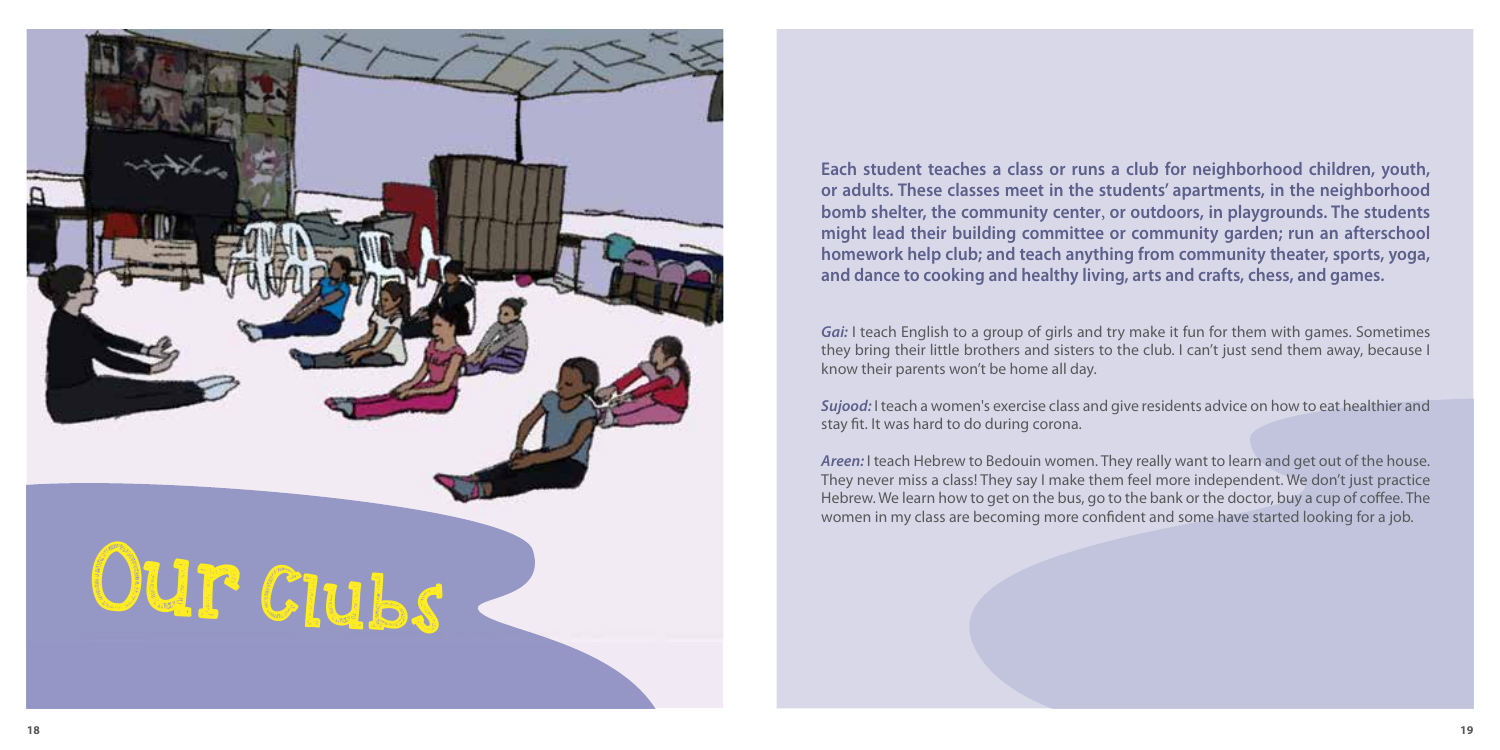# Our Clubs

**Each student teaches a class or runs a club for neighborhood children, youth, or adults. These classes meet in the students' apartments, in the neighborhood bomb shelter, the community center, or outdoors, in playgrounds. The students might lead their building committee or community garden; run an afterschool homework help club; and teach anything from community theater, sports, yoga, and dance to cooking and healthy living, arts and crafts, chess, and games.**

***Gai:*** I teach English to a group of girls and try make it fun for them with games. Sometimes they bring their little brothers and sisters to the club. I can't just send them away, because I know their parents won't be home all day.

***Sujood:*** I teach a women's exercise class and give residents advice on how to eat healthier and stay fit. It was hard to do during corona.

***Areen:*** I teach Hebrew to Bedouin women. They really want to learn and get out of the house. They never miss a class! They say I make them feel more independent. We don't just practice Hebrew. We learn how to get on the bus, go to the bank or the doctor, buy a cup of coffee. The women in my class are becoming more confident and some have started looking for a job.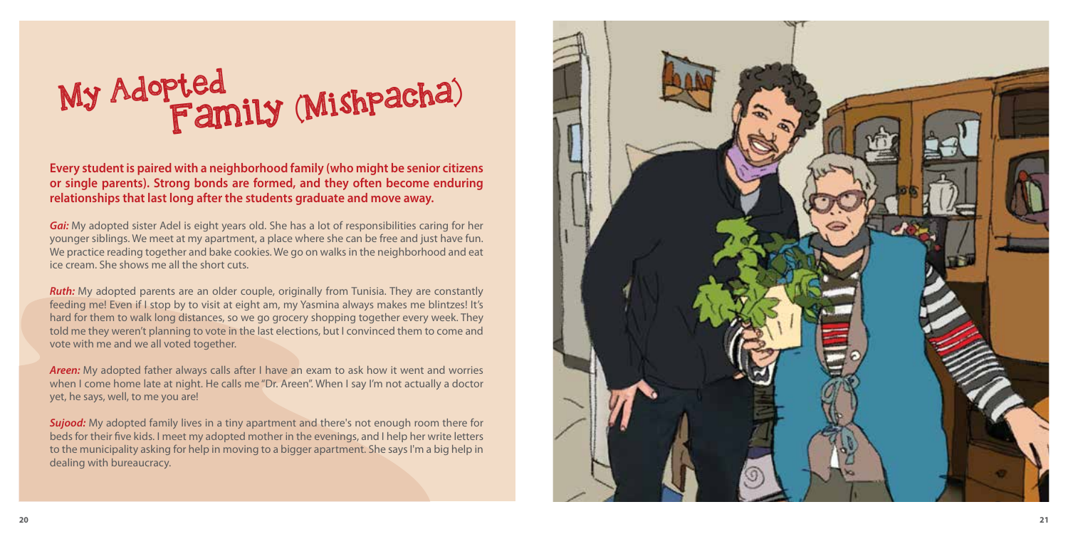# My Adopted Family (Mishpacha)

**Every student is paired with a neighborhood family (who might be senior citizens or single parents). Strong bonds are formed, and they often become enduring relationships that last long after the students graduate and move away.**

***Gai:*** My adopted sister Adel is eight years old. She has a lot of responsibilities caring for her younger siblings. We meet at my apartment, a place where she can be free and just have fun. We practice reading together and bake cookies. We go on walks in the neighborhood and eat ice cream. She shows me all the short cuts.

***Ruth:*** My adopted parents are an older couple, originally from Tunisia. They are constantly feeding me! Even if I stop by to visit at eight am, my Yasmina always makes me blintzes! It's hard for them to walk long distances, so we go grocery shopping together every week. They told me they weren't planning to vote in the last elections, but I convinced them to come and vote with me and we all voted together.

***Areen:*** My adopted father always calls after I have an exam to ask how it went and worries when I come home late at night. He calls me "Dr. Areen". When I say I'm not actually a doctor yet, he says, well, to me you are!

***Sujood:*** My adopted family lives in a tiny apartment and there's not enough room there for beds for their five kids. I meet my adopted mother in the evenings, and I help her write letters to the municipality asking for help in moving to a bigger apartment. She says I'm a big help in dealing with bureaucracy.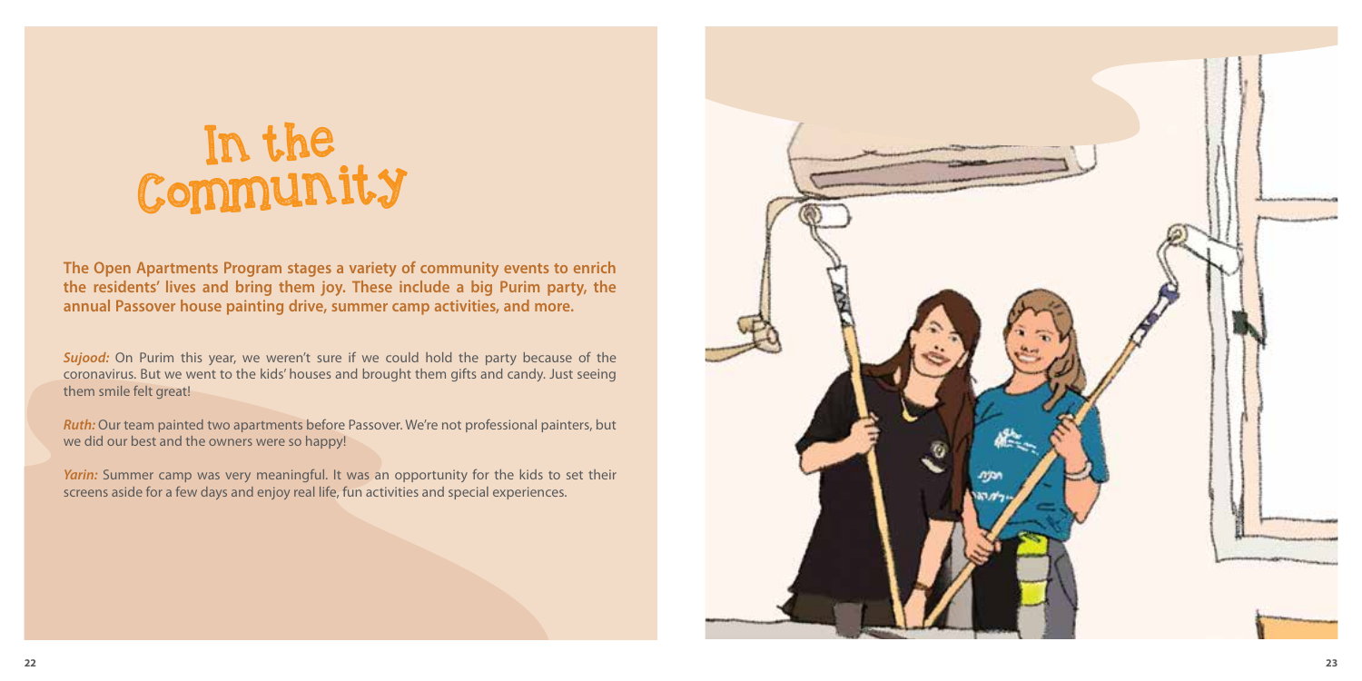# In the Community

**The Open Apartments Program stages a variety of community events to enrich the residents' lives and bring them joy. These include a big Purim party, the annual Passover house painting drive, summer camp activities, and more.**

***Sujood:*** On Purim this year, we weren't sure if we could hold the party because of the coronavirus. But we went to the kids' houses and brought them gifts and candy. Just seeing them smile felt great!

***Ruth:*** Our team painted two apartments before Passover. We're not professional painters, but we did our best and the owners were so happy!

***Yarin:*** Summer camp was very meaningful. It was an opportunity for the kids to set their screens aside for a few days and enjoy real life, fun activities and special experiences.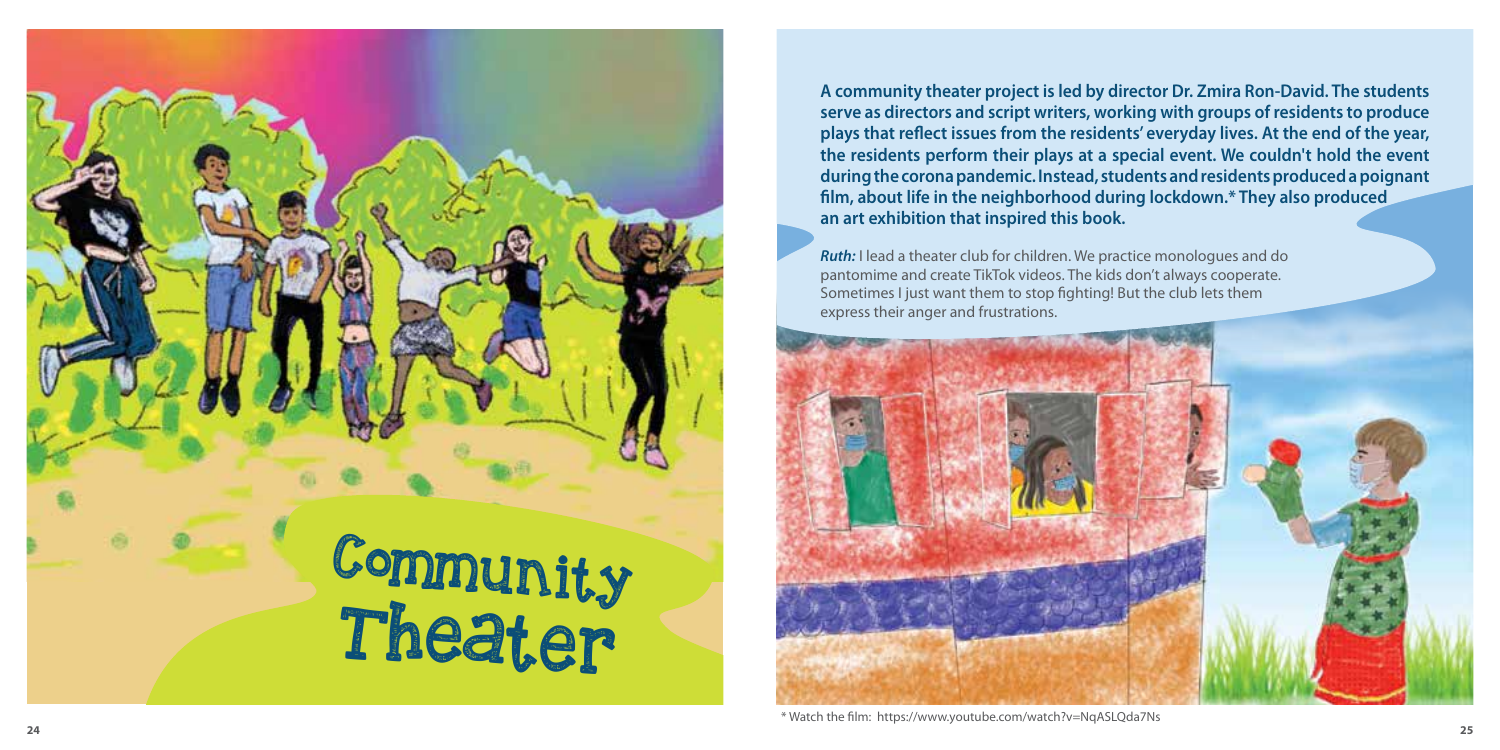# Community Theater

**A community theater project is led by director Dr. Zmira Ron-David. The students serve as directors and script writers, working with groups of residents to produce plays that reflect issues from the residents' everyday lives. At the end of the year, the residents perform their plays at a special event. We couldn't hold the event during the corona pandemic. Instead, students and residents produced a poignant film, about life in the neighborhood during lockdown.* They also produced an art exhibition that inspired this book.**

***Ruth:*** I lead a theater club for children. We practice monologues and do pantomime and create TikTok videos. The kids don't always cooperate. Sometimes I just want them to stop fighting! But the club lets them express their anger and frustrations.

\* Watch the film: https://www.youtube.com/watch?v=NqASLQda7Ns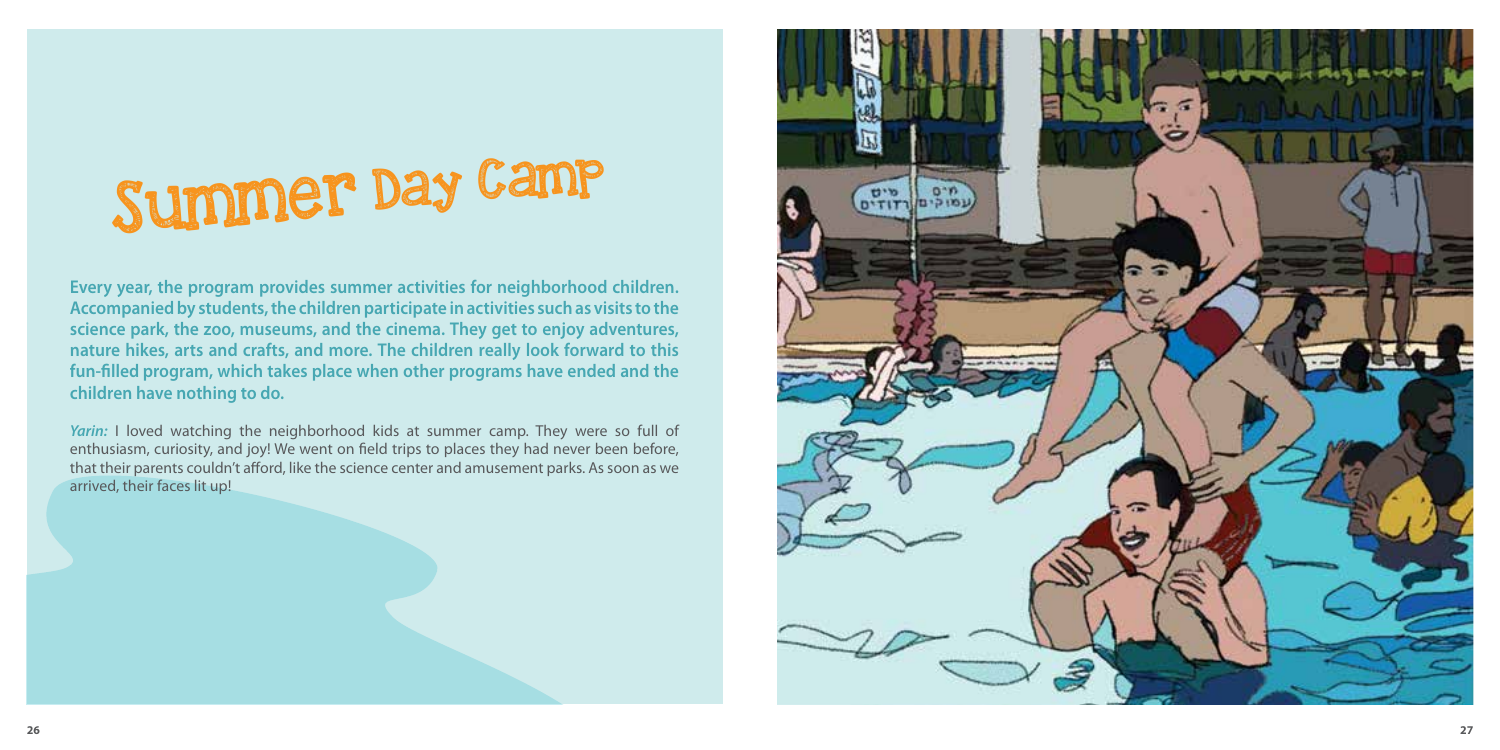# Summer Day Camp

**Every year, the program provides summer activities for neighborhood children. Accompanied by students, the children participate in activities such as visits to the science park, the zoo, museums, and the cinema. They get to enjoy adventures, nature hikes, arts and crafts, and more. The children really look forward to this fun-filled program, which takes place when other programs have ended and the children have nothing to do.**

*Yarin:* I loved watching the neighborhood kids at summer camp. They were so full of enthusiasm, curiosity, and joy! We went on field trips to places they had never been before, that their parents couldn't afford, like the science center and amusement parks. As soon as we arrived, their faces lit up!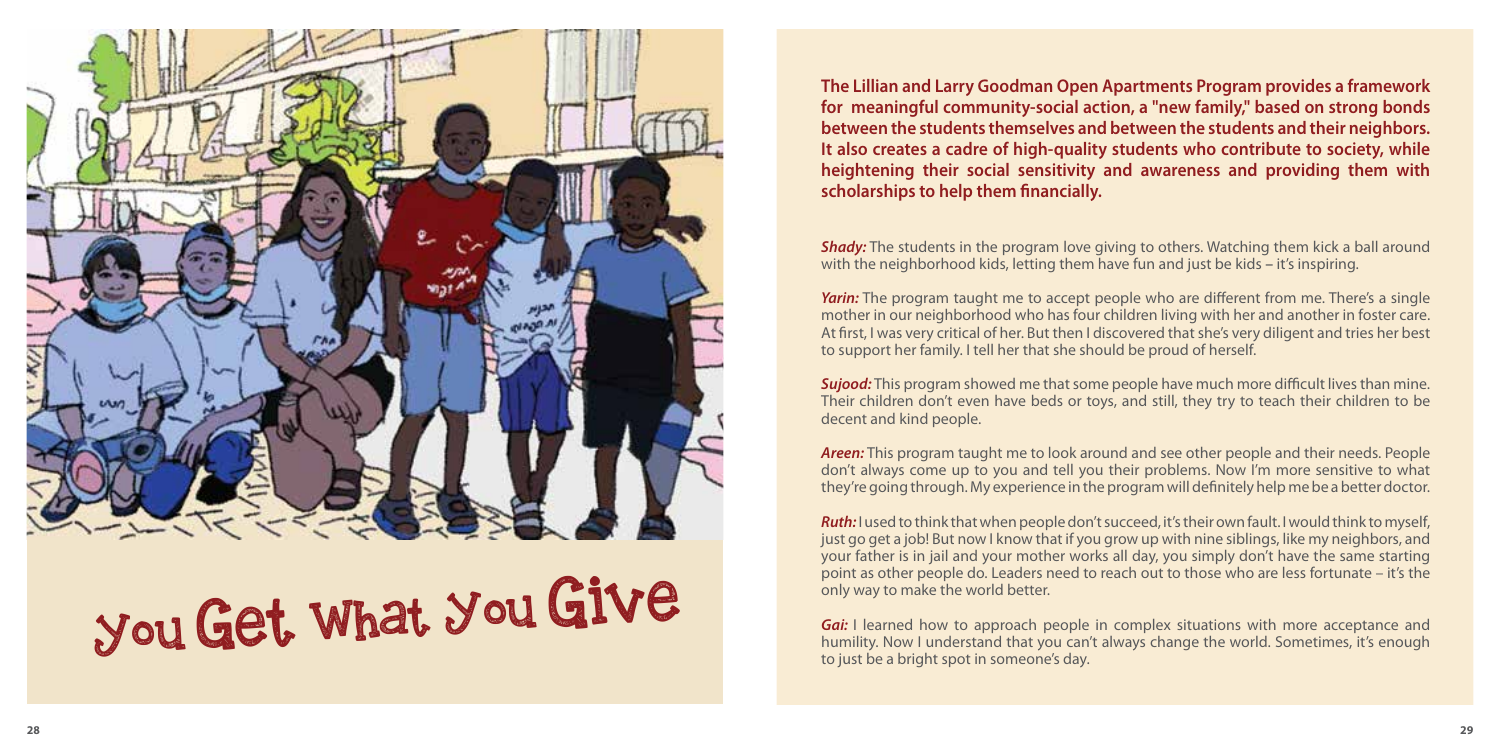# You Get What You Give

**The Lillian and Larry Goodman Open Apartments Program provides a framework for meaningful community-social action, a "new family," based on strong bonds between the students themselves and between the students and their neighbors. It also creates a cadre of high-quality students who contribute to society, while heightening their social sensitivity and awareness and providing them with scholarships to help them financially.**

***Shady:*** The students in the program love giving to others. Watching them kick a ball around with the neighborhood kids, letting them have fun and just be kids – it's inspiring.

***Yarin:*** The program taught me to accept people who are different from me. There's a single mother in our neighborhood who has four children living with her and another in foster care. At first, I was very critical of her. But then I discovered that she's very diligent and tries her best to support her family. I tell her that she should be proud of herself.

***Sujood:*** This program showed me that some people have much more difficult lives than mine. Their children don't even have beds or toys, and still, they try to teach their children to be decent and kind people.

***Areen:*** This program taught me to look around and see other people and their needs. People don't always come up to you and tell you their problems. Now I'm more sensitive to what they're going through. My experience in the program will definitely help me be a better doctor.

***Ruth:*** I used to think that when people don't succeed, it's their own fault. I would think to myself, just go get a job! But now I know that if you grow up with nine siblings, like my neighbors, and your father is in jail and your mother works all day, you simply don't have the same starting point as other people do. Leaders need to reach out to those who are less fortunate – it's the only way to make the world better.

***Gai:*** I learned how to approach people in complex situations with more acceptance and humility. Now I understand that you can't always change the world. Sometimes, it's enough to just be a bright spot in someone's day.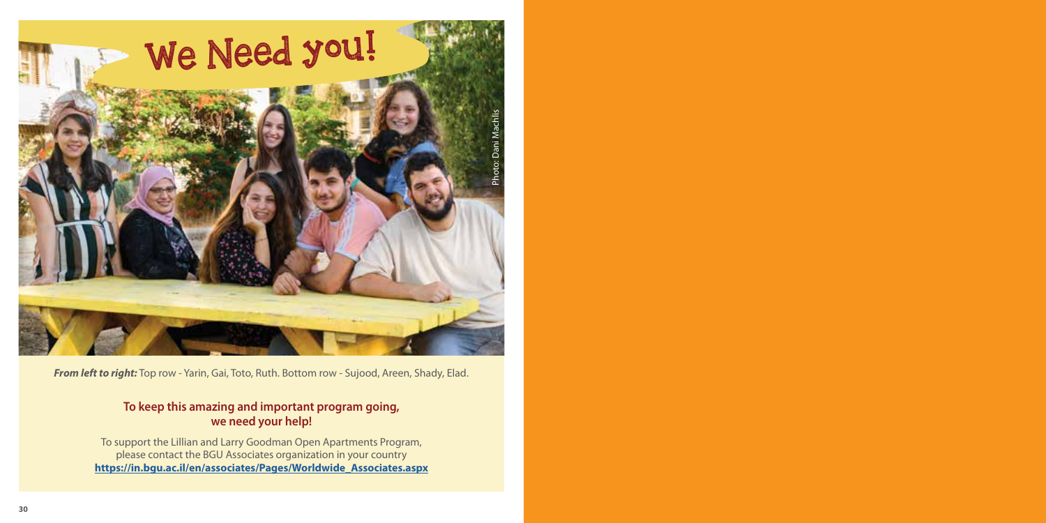# We Need you!

Photo: Dani Machlis

***From left to right:*** Top row - Yarin, Gai, Toto, Ruth. Bottom row - Sujood, Areen, Shady, Elad.

**To keep this amazing and important program going, we need your help!**

To support the Lillian and Larry Goodman Open Apartments Program, please contact the BGU Associates organization in your country **https://in.bgu.ac.il/en/associates/Pages/Worldwide_Associates.aspx**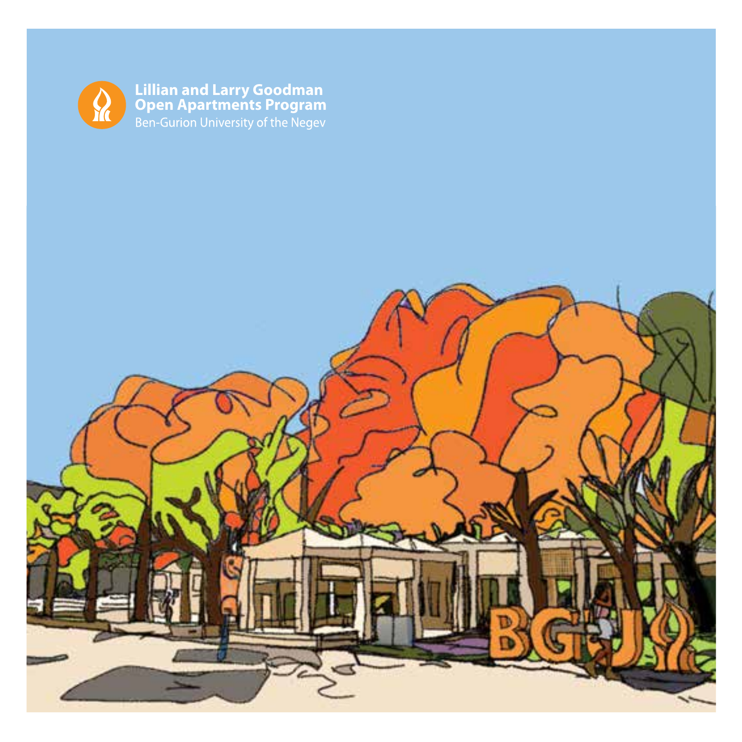**Lillian and Larry Goodman**
**Open Apartments Program**
Ben-Gurion University of the Negev